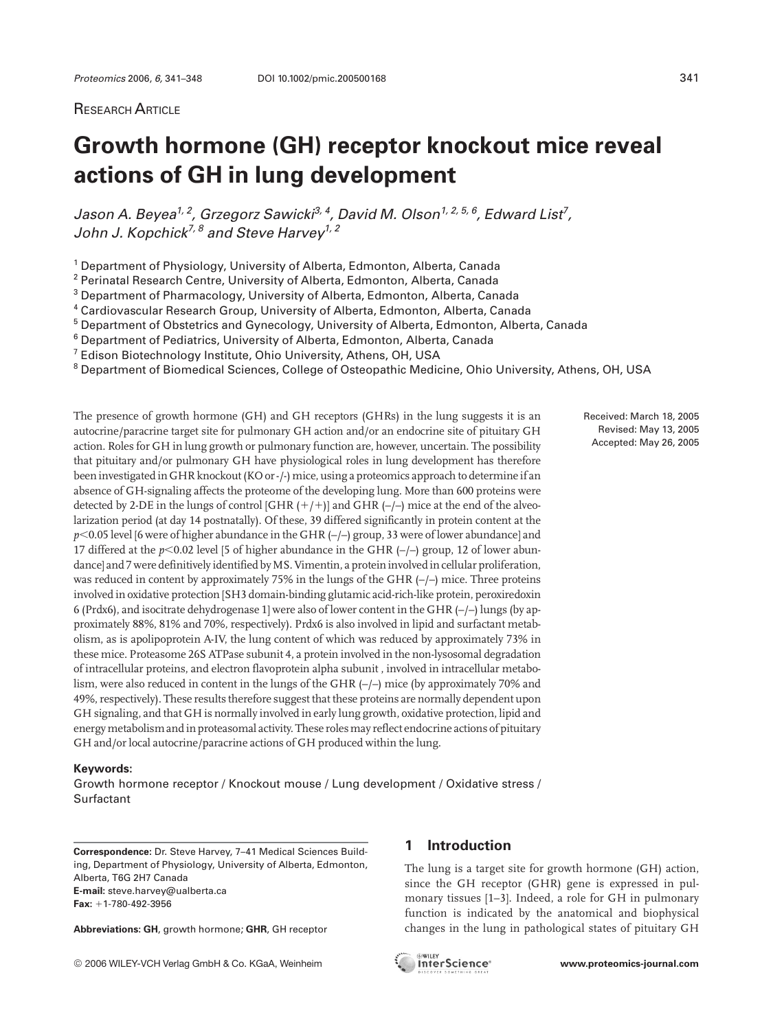Research Article

# Growth hormone (GH) receptor knockout mice reveal actions of GH in lung development

*Jason A. Beyea[1,2], Grzegorz Sawicki[3,4], David M. Olson[1,2,5,6], Edward List[7], John J. Kopchick[7,8] and Steve Harvey[1,2]*

[1] Department of Physiology, University of Alberta, Edmonton, Alberta, Canada
[2] Perinatal Research Centre, University of Alberta, Edmonton, Alberta, Canada
[3] Department of Pharmacology, University of Alberta, Edmonton, Alberta, Canada
[4] Cardiovascular Research Group, University of Alberta, Edmonton, Alberta, Canada
[5] Department of Obstetrics and Gynecology, University of Alberta, Edmonton, Alberta, Canada
[6] Department of Pediatrics, University of Alberta, Edmonton, Alberta, Canada
[7] Edison Biotechnology Institute, Ohio University, Athens, OH, USA
[8] Department of Biomedical Sciences, College of Osteopathic Medicine, Ohio University, Athens, OH, USA

Received: March 18, 2005
Revised: May 13, 2005
Accepted: May 26, 2005

The presence of growth hormone (GH) and GH receptors (GHRs) in the lung suggests it is an autocrine/paracrine target site for pulmonary GH action and/or an endocrine site of pituitary GH action. Roles for GH in lung growth or pulmonary function are, however, uncertain. The possibility that pituitary and/or pulmonary GH have physiological roles in lung development has therefore been investigated in GHR knockout (KO or -/-) mice, using a proteomics approach to determine if an absence of GH-signaling affects the proteome of the developing lung. More than 600 proteins were detected by 2-DE in the lungs of control [GHR (+/+)] and GHR (–/–) mice at the end of the alveolarization period (at day 14 postnatally). Of these, 39 differed significantly in protein content at the $p<0.05$ level [6 were of higher abundance in the GHR (–/–) group, 33 were of lower abundance] and 17 differed at the $p<0.02$ level [5 of higher abundance in the GHR (–/–) group, 12 of lower abundance] and 7 were definitively identified by MS. Vimentin, a protein involved in cellular proliferation, was reduced in content by approximately 75% in the lungs of the GHR (–/–) mice. Three proteins involved in oxidative protection [SH3 domain-binding glutamic acid-rich-like protein, peroxiredoxin 6 (Prdx6), and isocitrate dehydrogenase 1] were also of lower content in the GHR (–/–) lungs (by approximately 88%, 81% and 70%, respectively). Prdx6 is also involved in lipid and surfactant metabolism, as is apolipoprotein A-IV, the lung content of which was reduced by approximately 73% in these mice. Proteasome 26S ATPase subunit 4, a protein involved in the non-lysosomal degradation of intracellular proteins, and electron flavoprotein alpha subunit , involved in intracellular metabolism, were also reduced in content in the lungs of the GHR (–/–) mice (by approximately 70% and 49%, respectively). These results therefore suggest that these proteins are normally dependent upon GH signaling, and that GH is normally involved in early lung growth, oxidative protection, lipid and energy metabolism and in proteasomal activity. These roles may reflect endocrine actions of pituitary GH and/or local autocrine/paracrine actions of GH produced within the lung.

**Keywords:**
Growth hormone receptor / Knockout mouse / Lung development / Oxidative stress / Surfactant

**Correspondence:** Dr. Steve Harvey, 7–41 Medical Sciences Building, Department of Physiology, University of Alberta, Edmonton, Alberta, T6G 2H7 Canada
**E-mail:** steve.harvey@ualberta.ca
**Fax:** +1-780-492-3956

**Abbreviations: GH**, growth hormone; **GHR**, GH receptor

## 1 Introduction

The lung is a target site for growth hormone (GH) action, since the GH receptor (GHR) gene is expressed in pulmonary tissues [1–3]. Indeed, a role for GH in pulmonary function is indicated by the anatomical and biophysical changes in the lung in pathological states of pituitary GH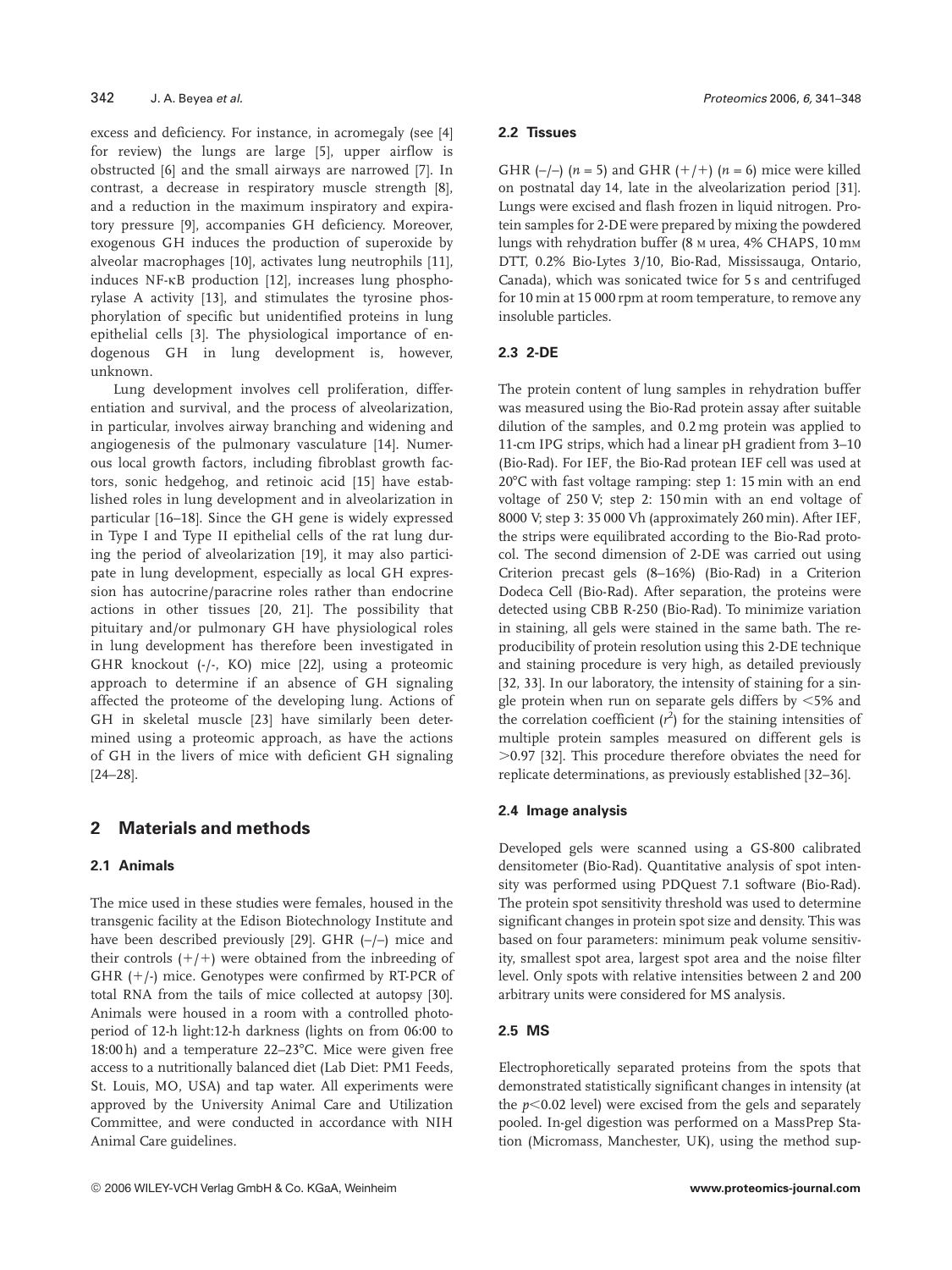excess and deficiency. For instance, in acromegaly (see [4] for review) the lungs are large [5], upper airflow is obstructed [6] and the small airways are narrowed [7]. In contrast, a decrease in respiratory muscle strength [8], and a reduction in the maximum inspiratory and expiratory pressure [9], accompanies GH deficiency. Moreover, exogenous GH induces the production of superoxide by alveolar macrophages [10], activates lung neutrophils [11], induces NF-κB production [12], increases lung phosphorylase A activity [13], and stimulates the tyrosine phosphorylation of specific but unidentified proteins in lung epithelial cells [3]. The physiological importance of endogenous GH in lung development is, however, unknown.

Lung development involves cell proliferation, differentiation and survival, and the process of alveolarization, in particular, involves airway branching and widening and angiogenesis of the pulmonary vasculature [14]. Numerous local growth factors, including fibroblast growth factors, sonic hedgehog, and retinoic acid [15] have established roles in lung development and in alveolarization in particular [16–18]. Since the GH gene is widely expressed in Type I and Type II epithelial cells of the rat lung during the period of alveolarization [19], it may also participate in lung development, especially as local GH expression has autocrine/paracrine roles rather than endocrine actions in other tissues [20, 21]. The possibility that pituitary and/or pulmonary GH have physiological roles in lung development has therefore been investigated in GHR knockout (-/-, KO) mice [22], using a proteomic approach to determine if an absence of GH signaling affected the proteome of the developing lung. Actions of GH in skeletal muscle [23] have similarly been determined using a proteomic approach, as have the actions of GH in the livers of mice with deficient GH signaling [24–28].

## 2 Materials and methods

### 2.1 Animals

The mice used in these studies were females, housed in the transgenic facility at the Edison Biotechnology Institute and have been described previously [29]. GHR (–/–) mice and their controls (+/+) were obtained from the inbreeding of GHR (+/-) mice. Genotypes were confirmed by RT-PCR of total RNA from the tails of mice collected at autopsy [30]. Animals were housed in a room with a controlled photoperiod of 12-h light:12-h darkness (lights on from 06:00 to 18:00 h) and a temperature 22–23°C. Mice were given free access to a nutritionally balanced diet (Lab Diet: PM1 Feeds, St. Louis, MO, USA) and tap water. All experiments were approved by the University Animal Care and Utilization Committee, and were conducted in accordance with NIH Animal Care guidelines.

### 2.2 Tissues

GHR (–/–) ($n = 5$) and GHR (+/+) ($n = 6$) mice were killed on postnatal day 14, late in the alveolarization period [31]. Lungs were excised and flash frozen in liquid nitrogen. Protein samples for 2-DE were prepared by mixing the powdered lungs with rehydration buffer (8 M urea, 4% CHAPS, 10 mM DTT, 0.2% Bio-Lytes 3/10, Bio-Rad, Mississauga, Ontario, Canada), which was sonicated twice for 5 s and centrifuged for 10 min at 15 000 rpm at room temperature, to remove any insoluble particles.

### 2.3 2-DE

The protein content of lung samples in rehydration buffer was measured using the Bio-Rad protein assay after suitable dilution of the samples, and 0.2 mg protein was applied to 11-cm IPG strips, which had a linear pH gradient from 3–10 (Bio-Rad). For IEF, the Bio-Rad protean IEF cell was used at 20°C with fast voltage ramping: step 1: 15 min with an end voltage of 250 V; step 2: 150 min with an end voltage of 8000 V; step 3: 35 000 Vh (approximately 260 min). After IEF, the strips were equilibrated according to the Bio-Rad protocol. The second dimension of 2-DE was carried out using Criterion precast gels (8–16%) (Bio-Rad) in a Criterion Dodeca Cell (Bio-Rad). After separation, the proteins were detected using CBB R-250 (Bio-Rad). To minimize variation in staining, all gels were stained in the same bath. The reproducibility of protein resolution using this 2-DE technique and staining procedure is very high, as detailed previously [32, 33]. In our laboratory, the intensity of staining for a single protein when run on separate gels differs by <5% and the correlation coefficient ($r^2$) for the staining intensities of multiple protein samples measured on different gels is >0.97 [32]. This procedure therefore obviates the need for replicate determinations, as previously established [32–36].

### 2.4 Image analysis

Developed gels were scanned using a GS-800 calibrated densitometer (Bio-Rad). Quantitative analysis of spot intensity was performed using PDQuest 7.1 software (Bio-Rad). The protein spot sensitivity threshold was used to determine significant changes in protein spot size and density. This was based on four parameters: minimum peak volume sensitivity, smallest spot area, largest spot area and the noise filter level. Only spots with relative intensities between 2 and 200 arbitrary units were considered for MS analysis.

### 2.5 MS

Electrophoretically separated proteins from the spots that demonstrated statistically significant changes in intensity (at the $p<0.02$ level) were excised from the gels and separately pooled. In-gel digestion was performed on a MassPrep Station (Micromass, Manchester, UK), using the method sup-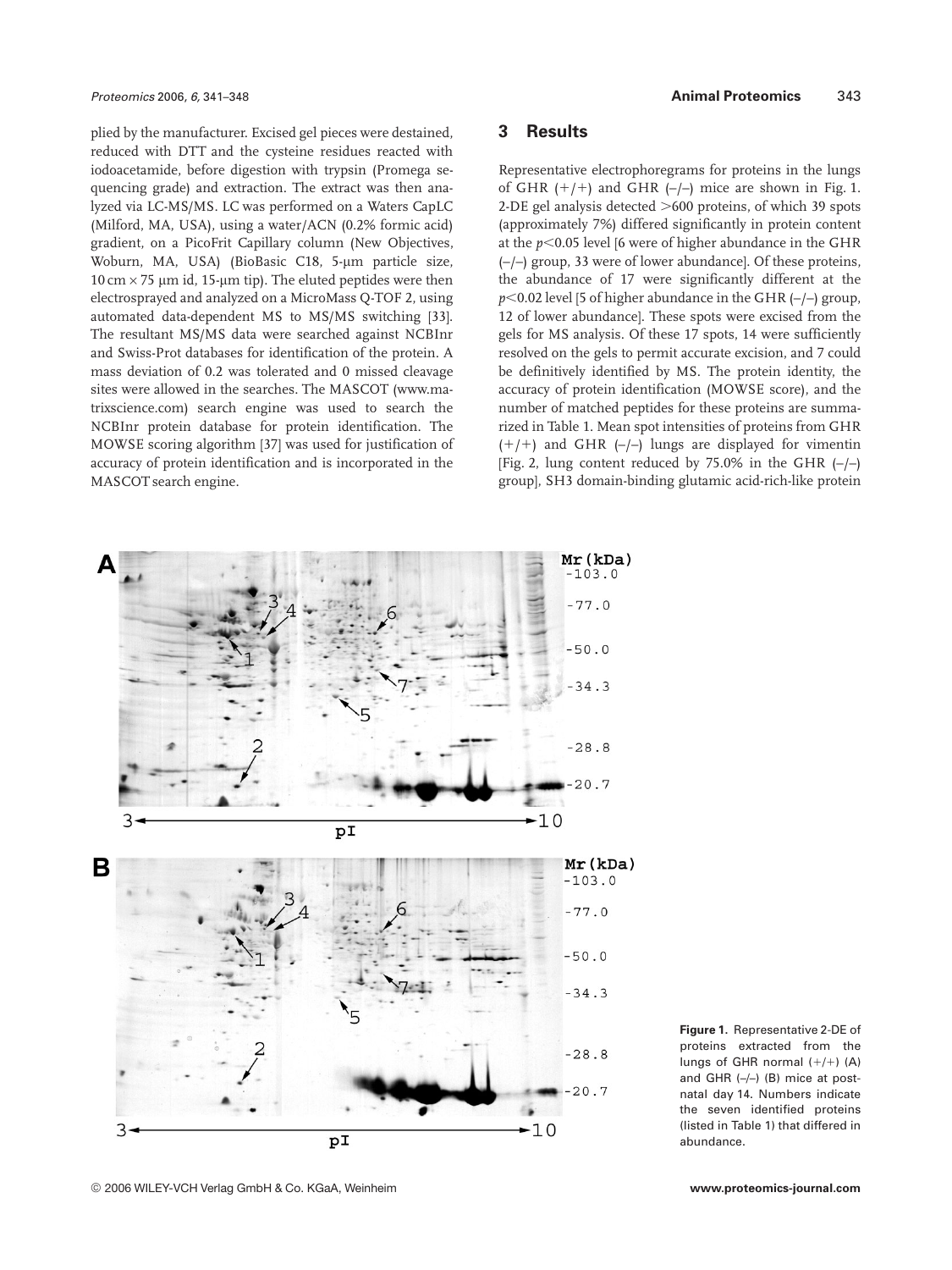plied by the manufacturer. Excised gel pieces were destained, reduced with DTT and the cysteine residues reacted with iodoacetamide, before digestion with trypsin (Promega sequencing grade) and extraction. The extract was then analyzed via LC-MS/MS. LC was performed on a Waters CapLC (Milford, MA, USA), using a water/ACN (0.2% formic acid) gradient, on a PicoFrit Capillary column (New Objectives, Woburn, MA, USA) (BioBasic C18, 5-μm particle size, 10 cm × 75 μm id, 15-μm tip). The eluted peptides were then electrosprayed and analyzed on a MicroMass Q-TOF 2, using automated data-dependent MS to MS/MS switching [33]. The resultant MS/MS data were searched against NCBInr and Swiss-Prot databases for identification of the protein. A mass deviation of 0.2 was tolerated and 0 missed cleavage sites were allowed in the searches. The MASCOT (www.matrixscience.com) search engine was used to search the NCBInr protein database for protein identification. The MOWSE scoring algorithm [37] was used for justification of accuracy of protein identification and is incorporated in the MASCOT search engine.

## 3 Results

Representative electrophoregrams for proteins in the lungs of GHR (+/+) and GHR (–/–) mice are shown in Fig. 1. 2-DE gel analysis detected >600 proteins, of which 39 spots (approximately 7%) differed significantly in protein content at the $p<0.05$ level [6 were of higher abundance in the GHR (–/–) group, 33 were of lower abundance]. Of these proteins, the abundance of 17 were significantly different at the $p<0.02$ level [5 of higher abundance in the GHR (–/–) group, 12 of lower abundance]. These spots were excised from the gels for MS analysis. Of these 17 spots, 14 were sufficiently resolved on the gels to permit accurate excision, and 7 could be definitively identified by MS. The protein identity, the accuracy of protein identification (MOWSE score), and the number of matched peptides for these proteins are summarized in Table 1. Mean spot intensities of proteins from GHR (+/+) and GHR (–/–) lungs are displayed for vimentin [Fig. 2, lung content reduced by 75.0% in the GHR (–/–) group], SH3 domain-binding glutamic acid-rich-like protein

**Figure 1.** Representative 2-DE of proteins extracted from the lungs of GHR normal (+/+) (A) and GHR (–/–) (B) mice at postnatal day 14. Numbers indicate the seven identified proteins (listed in Table 1) that differed in abundance.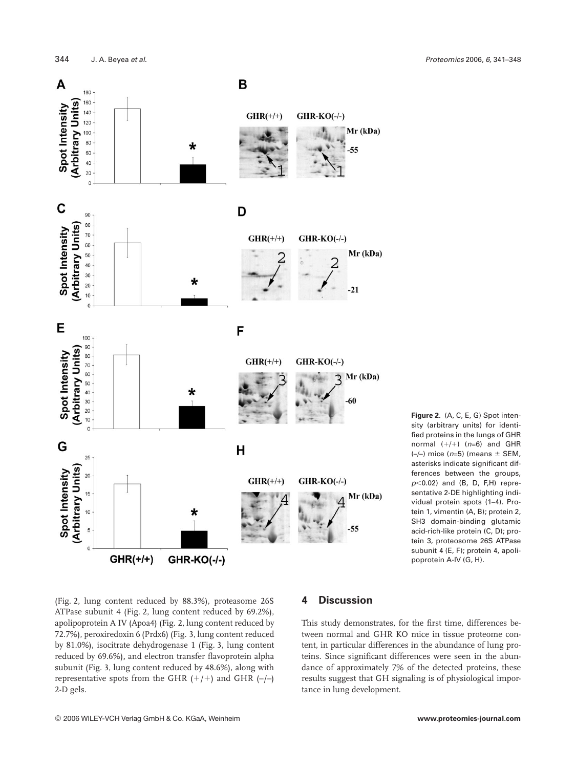Figure 2. (A, C, E, G) Spot intensity (arbitrary units) for identified proteins in the lungs of GHR normal (+/+) ($n$=6) and GHR (–/–) mice ($n$=5) (means ± SEM, asterisks indicate significant differences between the groups, $p<0.02$) and (B, D, F,H) representative 2-DE highlighting individual protein spots (1–4). Protein 1, vimentin (A, B); protein 2, SH3 domain-binding glutamic acid-rich-like protein (C, D); protein 3, proteosome 26S ATPase subunit 4 (E, F); protein 4, apolipoprotein A-IV (G, H).

(Fig. 2, lung content reduced by 88.3%), proteasome 26S ATPase subunit 4 (Fig. 2, lung content reduced by 69.2%), apolipoprotein A IV (Apoa4) (Fig. 2, lung content reduced by 72.7%), peroxiredoxin 6 (Prdx6) (Fig. 3, lung content reduced by 81.0%), isocitrate dehydrogenase 1 (Fig. 3, lung content reduced by 69.6%), and electron transfer flavoprotein alpha subunit (Fig. 3, lung content reduced by 48.6%), along with representative spots from the GHR (+/+) and GHR (–/–) 2-D gels.

## 4 Discussion

This study demonstrates, for the first time, differences between normal and GHR KO mice in tissue proteome content, in particular differences in the abundance of lung proteins. Since significant differences were seen in the abundance of approximately 7% of the detected proteins, these results suggest that GH signaling is of physiological importance in lung development.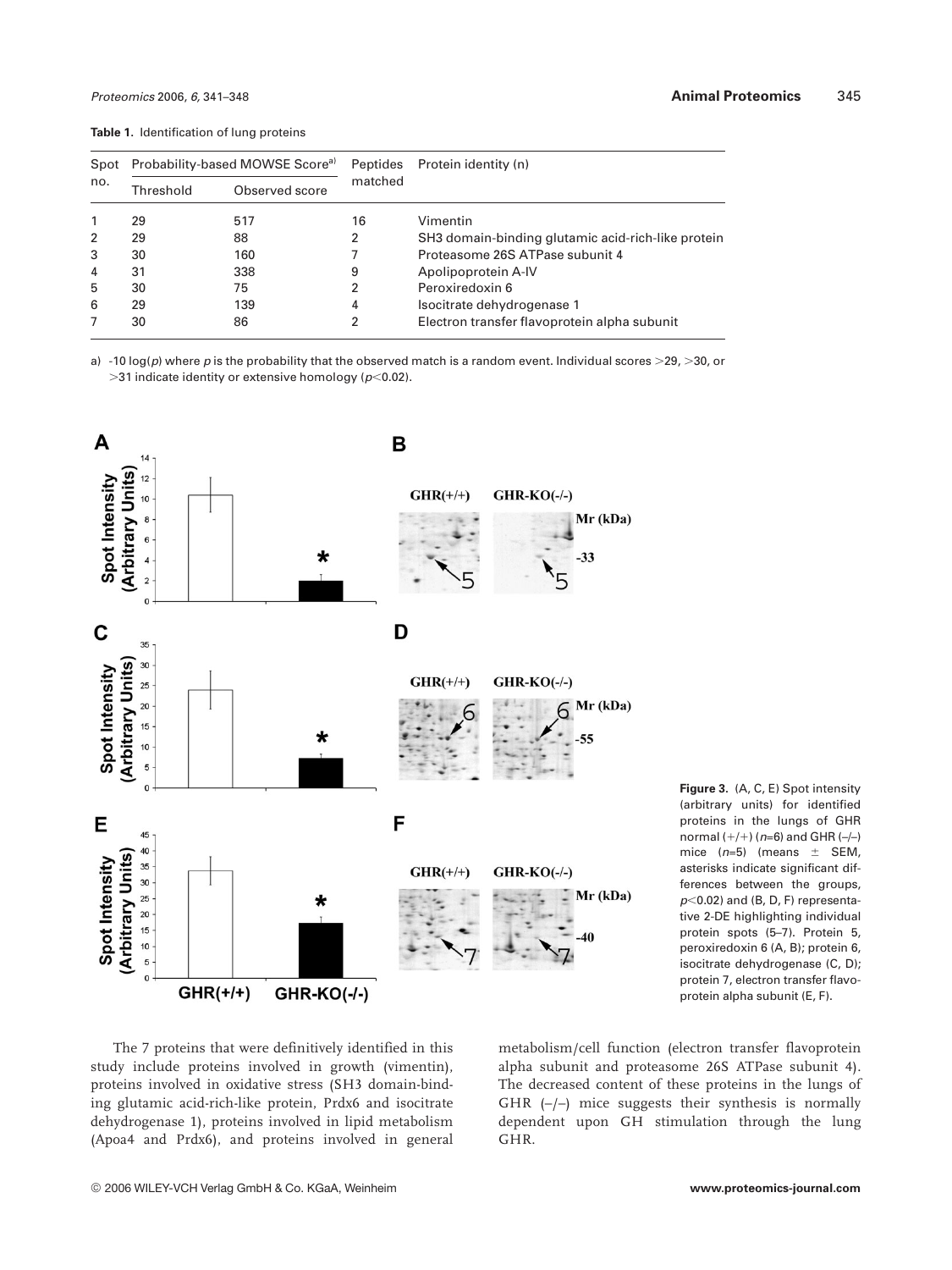**Table 1.** Identification of lung proteins

| Spot no. | Probability-based MOWSE Score[a)] | | Peptides matched | Protein identity (n) |
|---|---|---|---|---|
| | Threshold | Observed score | | |
| 1 | 29 | 517 | 16 | Vimentin |
| 2 | 29 | 88 | 2 | SH3 domain-binding glutamic acid-rich-like protein |
| 3 | 30 | 160 | 7 | Proteasome 26S ATPase subunit 4 |
| 4 | 31 | 338 | 9 | Apolipoprotein A-IV |
| 5 | 30 | 75 | 2 | Peroxiredoxin 6 |
| 6 | 29 | 139 | 4 | Isocitrate dehydrogenase 1 |
| 7 | 30 | 86 | 2 | Electron transfer flavoprotein alpha subunit |

a) -10 log($p$) where $p$ is the probability that the observed match is a random event. Individual scores >29, >30, or >31 indicate identity or extensive homology ($p<0.02$).

**Figure 3.** (A, C, E) Spot intensity (arbitrary units) for identified proteins in the lungs of GHR normal (+/+) ($n$=6) and GHR (–/–) mice ($n$=5) (means ± SEM, asterisks indicate significant differences between the groups, $p<0.02$) and (B, D, F) representative 2-DE highlighting individual protein spots (5–7). Protein 5, peroxiredoxin 6 (A, B); protein 6, isocitrate dehydrogenase (C, D); protein 7, electron transfer flavoprotein alpha subunit (E, F).

The 7 proteins that were definitively identified in this study include proteins involved in growth (vimentin), proteins involved in oxidative stress (SH3 domain-binding glutamic acid-rich-like protein, Prdx6 and isocitrate dehydrogenase 1), proteins involved in lipid metabolism (Apoa4 and Prdx6), and proteins involved in general metabolism/cell function (electron transfer flavoprotein alpha subunit and proteasome 26S ATPase subunit 4). The decreased content of these proteins in the lungs of GHR (–/–) mice suggests their synthesis is normally dependent upon GH stimulation through the lung GHR.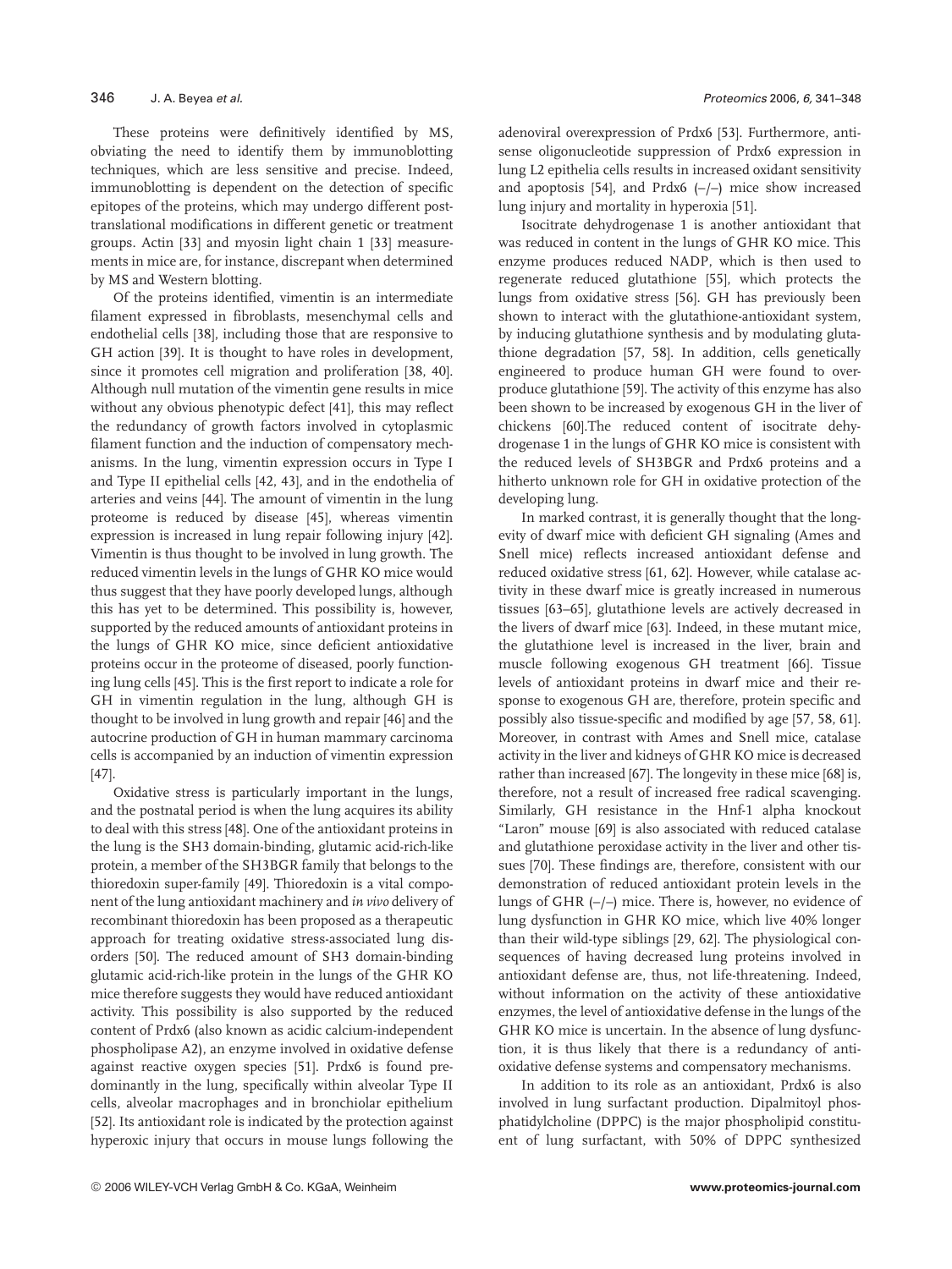These proteins were definitively identified by MS, obviating the need to identify them by immunoblotting techniques, which are less sensitive and precise. Indeed, immunoblotting is dependent on the detection of specific epitopes of the proteins, which may undergo different post-translational modifications in different genetic or treatment groups. Actin [33] and myosin light chain 1 [33] measurements in mice are, for instance, discrepant when determined by MS and Western blotting.

Of the proteins identified, vimentin is an intermediate filament expressed in fibroblasts, mesenchymal cells and endothelial cells [38], including those that are responsive to GH action [39]. It is thought to have roles in development, since it promotes cell migration and proliferation [38, 40]. Although null mutation of the vimentin gene results in mice without any obvious phenotypic defect [41], this may reflect the redundancy of growth factors involved in cytoplasmic filament function and the induction of compensatory mechanisms. In the lung, vimentin expression occurs in Type I and Type II epithelial cells [42, 43], and in the endothelia of arteries and veins [44]. The amount of vimentin in the lung proteome is reduced by disease [45], whereas vimentin expression is increased in lung repair following injury [42]. Vimentin is thus thought to be involved in lung growth. The reduced vimentin levels in the lungs of GHR KO mice would thus suggest that they have poorly developed lungs, although this has yet to be determined. This possibility is, however, supported by the reduced amounts of antioxidant proteins in the lungs of GHR KO mice, since deficient antioxidative proteins occur in the proteome of diseased, poorly functioning lung cells [45]. This is the first report to indicate a role for GH in vimentin regulation in the lung, although GH is thought to be involved in lung growth and repair [46] and the autocrine production of GH in human mammary carcinoma cells is accompanied by an induction of vimentin expression [47].

Oxidative stress is particularly important in the lungs, and the postnatal period is when the lung acquires its ability to deal with this stress [48]. One of the antioxidant proteins in the lung is the SH3 domain-binding, glutamic acid-rich-like protein, a member of the SH3BGR family that belongs to the thioredoxin super-family [49]. Thioredoxin is a vital component of the lung antioxidant machinery and *in vivo* delivery of recombinant thioredoxin has been proposed as a therapeutic approach for treating oxidative stress-associated lung disorders [50]. The reduced amount of SH3 domain-binding glutamic acid-rich-like protein in the lungs of the GHR KO mice therefore suggests they would have reduced antioxidant activity. This possibility is also supported by the reduced content of Prdx6 (also known as acidic calcium-independent phospholipase A2), an enzyme involved in oxidative defense against reactive oxygen species [51]. Prdx6 is found predominantly in the lung, specifically within alveolar Type II cells, alveolar macrophages and in bronchiolar epithelium [52]. Its antioxidant role is indicated by the protection against hyperoxic injury that occurs in mouse lungs following the adenoviral overexpression of Prdx6 [53]. Furthermore, antisense oligonucleotide suppression of Prdx6 expression in lung L2 epithelia cells results in increased oxidant sensitivity and apoptosis [54], and Prdx6 (–/–) mice show increased lung injury and mortality in hyperoxia [51].

Isocitrate dehydrogenase 1 is another antioxidant that was reduced in content in the lungs of GHR KO mice. This enzyme produces reduced NADP, which is then used to regenerate reduced glutathione [55], which protects the lungs from oxidative stress [56]. GH has previously been shown to interact with the glutathione-antioxidant system, by inducing glutathione synthesis and by modulating glutathione degradation [57, 58]. In addition, cells genetically engineered to produce human GH were found to overproduce glutathione [59]. The activity of this enzyme has also been shown to be increased by exogenous GH in the liver of chickens [60].The reduced content of isocitrate dehydrogenase 1 in the lungs of GHR KO mice is consistent with the reduced levels of SH3BGR and Prdx6 proteins and a hitherto unknown role for GH in oxidative protection of the developing lung.

In marked contrast, it is generally thought that the longevity of dwarf mice with deficient GH signaling (Ames and Snell mice) reflects increased antioxidant defense and reduced oxidative stress [61, 62]. However, while catalase activity in these dwarf mice is greatly increased in numerous tissues [63–65], glutathione levels are actively decreased in the livers of dwarf mice [63]. Indeed, in these mutant mice, the glutathione level is increased in the liver, brain and muscle following exogenous GH treatment [66]. Tissue levels of antioxidant proteins in dwarf mice and their response to exogenous GH are, therefore, protein specific and possibly also tissue-specific and modified by age [57, 58, 61]. Moreover, in contrast with Ames and Snell mice, catalase activity in the liver and kidneys of GHR KO mice is decreased rather than increased [67]. The longevity in these mice [68] is, therefore, not a result of increased free radical scavenging. Similarly, GH resistance in the Hnf-1 alpha knockout "Laron" mouse [69] is also associated with reduced catalase and glutathione peroxidase activity in the liver and other tissues [70]. These findings are, therefore, consistent with our demonstration of reduced antioxidant protein levels in the lungs of GHR (–/–) mice. There is, however, no evidence of lung dysfunction in GHR KO mice, which live 40% longer than their wild-type siblings [29, 62]. The physiological consequences of having decreased lung proteins involved in antioxidant defense are, thus, not life-threatening. Indeed, without information on the activity of these antioxidative enzymes, the level of antioxidative defense in the lungs of the GHR KO mice is uncertain. In the absence of lung dysfunction, it is thus likely that there is a redundancy of antioxidative defense systems and compensatory mechanisms.

In addition to its role as an antioxidant, Prdx6 is also involved in lung surfactant production. Dipalmitoyl phosphatidylcholine (DPPC) is the major phospholipid constituent of lung surfactant, with 50% of DPPC synthesized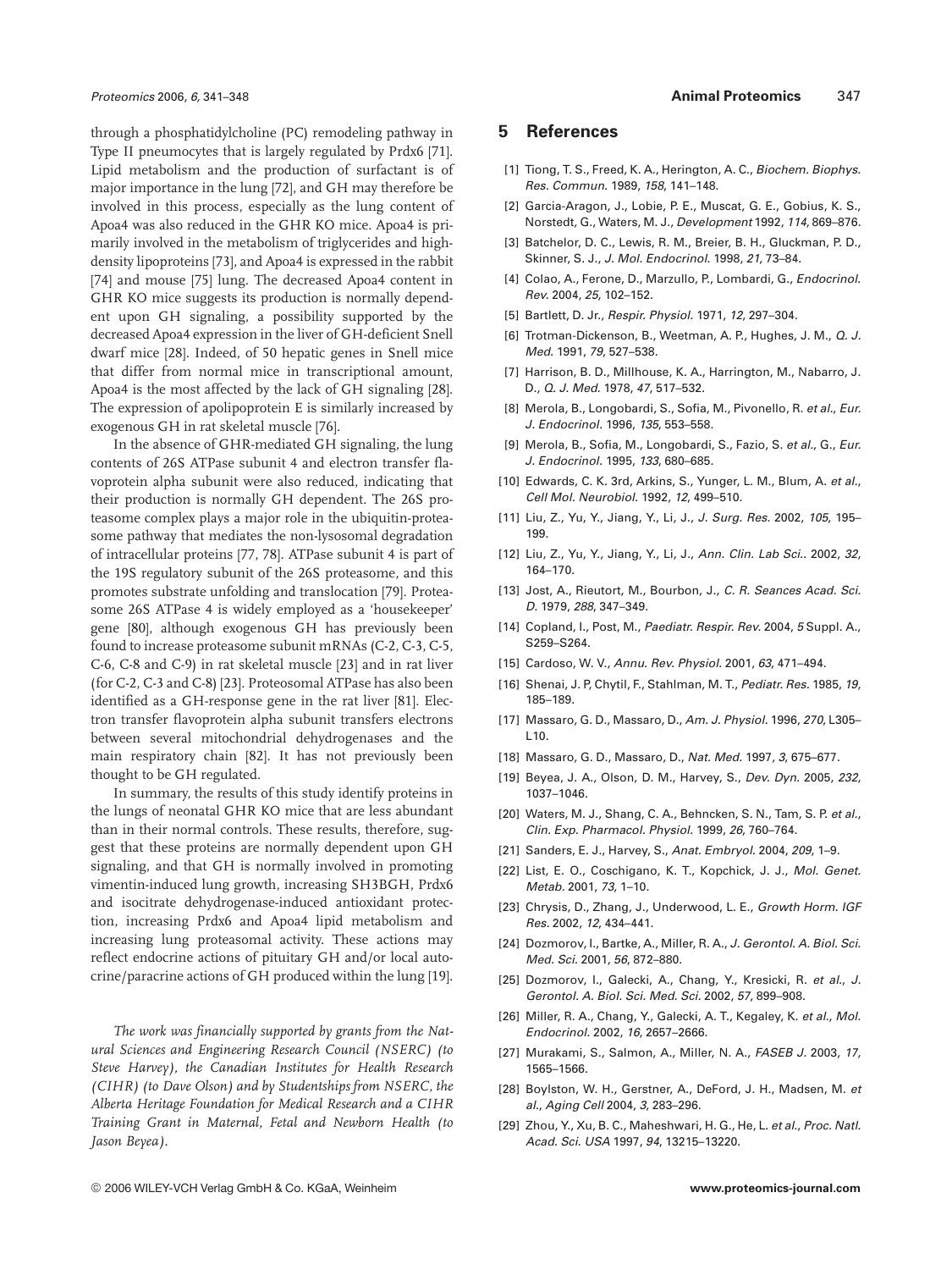through a phosphatidylcholine (PC) remodeling pathway in Type II pneumocytes that is largely regulated by Prdx6 [71]. Lipid metabolism and the production of surfactant is of major importance in the lung [72], and GH may therefore be involved in this process, especially as the lung content of Apoa4 was also reduced in the GHR KO mice. Apoa4 is primarily involved in the metabolism of triglycerides and high-density lipoproteins [73], and Apoa4 is expressed in the rabbit [74] and mouse [75] lung. The decreased Apoa4 content in GHR KO mice suggests its production is normally dependent upon GH signaling, a possibility supported by the decreased Apoa4 expression in the liver of GH-deficient Snell dwarf mice [28]. Indeed, of 50 hepatic genes in Snell mice that differ from normal mice in transcriptional amount, Apoa4 is the most affected by the lack of GH signaling [28]. The expression of apolipoprotein E is similarly increased by exogenous GH in rat skeletal muscle [76].

In the absence of GHR-mediated GH signaling, the lung contents of 26S ATPase subunit 4 and electron transfer flavoprotein alpha subunit were also reduced, indicating that their production is normally GH dependent. The 26S proteasome complex plays a major role in the ubiquitin-proteasome pathway that mediates the non-lysosomal degradation of intracellular proteins [77, 78]. ATPase subunit 4 is part of the 19S regulatory subunit of the 26S proteasome, and this promotes substrate unfolding and translocation [79]. Proteasome 26S ATPase 4 is widely employed as a 'housekeeper' gene [80], although exogenous GH has previously been found to increase proteasome subunit mRNAs (C-2, C-3, C-5, C-6, C-8 and C-9) in rat skeletal muscle [23] and in rat liver (for C-2, C-3 and C-8) [23]. Proteosomal ATPase has also been identified as a GH-response gene in the rat liver [81]. Electron transfer flavoprotein alpha subunit transfers electrons between several mitochondrial dehydrogenases and the main respiratory chain [82]. It has not previously been thought to be GH regulated.

In summary, the results of this study identify proteins in the lungs of neonatal GHR KO mice that are less abundant than in their normal controls. These results, therefore, suggest that these proteins are normally dependent upon GH signaling, and that GH is normally involved in promoting vimentin-induced lung growth, increasing SH3BGH, Prdx6 and isocitrate dehydrogenase-induced antioxidant protection, increasing Prdx6 and Apoa4 lipid metabolism and increasing lung proteasomal activity. These actions may reflect endocrine actions of pituitary GH and/or local autocrine/paracrine actions of GH produced within the lung [19].

*The work was financially supported by grants from the Natural Sciences and Engineering Research Council (NSERC) (to Steve Harvey), the Canadian Institutes for Health Research (CIHR) (to Dave Olson) and by Studentships from NSERC, the Alberta Heritage Foundation for Medical Research and a CIHR Training Grant in Maternal, Fetal and Newborn Health (to Jason Beyea).*

## 5 References

[1] Tiong, T. S., Freed, K. A., Herington, A. C., *Biochem. Biophys. Res. Commun.* 1989, *158*, 141–148.

[2] Garcia-Aragon, J., Lobie, P. E., Muscat, G. E., Gobius, K. S., Norstedt, G., Waters, M. J., *Development* 1992, *114*, 869–876.

[3] Batchelor, D. C., Lewis, R. M., Breier, B. H., Gluckman, P. D., Skinner, S. J., *J. Mol. Endocrinol.* 1998, *21*, 73–84.

[4] Colao, A., Ferone, D., Marzullo, P., Lombardi, G., *Endocrinol. Rev.* 2004, *25*, 102–152.

[5] Bartlett, D. Jr., *Respir. Physiol.* 1971, *12*, 297–304.

[6] Trotman-Dickenson, B., Weetman, A. P., Hughes, J. M., *Q. J. Med.* 1991, *79*, 527–538.

[7] Harrison, B. D., Millhouse, K. A., Harrington, M., Nabarro, J. D., *Q. J. Med.* 1978, *47*, 517–532.

[8] Merola, B., Longobardi, S., Sofia, M., Pivonello, R. *et al.*, *Eur. J. Endocrinol.* 1996, *135*, 553–558.

[9] Merola, B., Sofia, M., Longobardi, S., Fazio, S. *et al.*, G., *Eur. J. Endocrinol.* 1995, *133*, 680–685.

[10] Edwards, C. K. 3rd, Arkins, S., Yunger, L. M., Blum, A. *et al.*, *Cell Mol. Neurobiol.* 1992, *12*, 499–510.

[11] Liu, Z., Yu, Y., Jiang, Y., Li, J., *J. Surg. Res.* 2002, *105*, 195–199.

[12] Liu, Z., Yu, Y., Jiang, Y., Li, J., *Ann. Clin. Lab Sci.*. 2002, *32*, 164–170.

[13] Jost, A., Rieutort, M., Bourbon, J., *C. R. Seances Acad. Sci. D.* 1979, *288*, 347–349.

[14] Copland, I., Post, M., *Paediatr. Respir. Rev.* 2004, *5* Suppl. A., S259–S264.

[15] Cardoso, W. V., *Annu. Rev. Physiol.* 2001, *63*, 471–494.

[16] Shenai, J. P, Chytil, F., Stahlman, M. T., *Pediatr. Res.* 1985, *19*, 185–189.

[17] Massaro, G. D., Massaro, D., *Am. J. Physiol.* 1996, *270*, L305–L10.

[18] Massaro, G. D., Massaro, D., *Nat. Med.* 1997, *3*, 675–677.

[19] Beyea, J. A., Olson, D. M., Harvey, S., *Dev. Dyn.* 2005, *232*, 1037–1046.

[20] Waters, M. J., Shang, C. A., Behncken, S. N., Tam, S. P. *et al.*, *Clin. Exp. Pharmacol. Physiol.* 1999, *26*, 760–764.

[21] Sanders, E. J., Harvey, S., *Anat. Embryol.* 2004, *209*, 1–9.

[22] List, E. O., Coschigano, K. T., Kopchick, J. J., *Mol. Genet. Metab.* 2001, *73*, 1–10.

[23] Chrysis, D., Zhang, J., Underwood, L. E., *Growth Horm. IGF Res.* 2002, *12*, 434–441.

[24] Dozmorov, I., Bartke, A., Miller, R. A., *J. Gerontol. A. Biol. Sci. Med. Sci.* 2001, *56*, 872–880.

[25] Dozmorov, I., Galecki, A., Chang, Y., Kresicki, R. *et al.*, *J. Gerontol. A. Biol. Sci. Med. Sci.* 2002, *57*, 899–908.

[26] Miller, R. A., Chang, Y., Galecki, A. T., Kegaley, K. *et al.*, *Mol. Endocrinol.* 2002, *16*, 2657–2666.

[27] Murakami, S., Salmon, A., Miller, N. A., *FASEB J.* 2003, *17*, 1565–1566.

[28] Boylston, W. H., Gerstner, A., DeFord, J. H., Madsen, M. *et al.*, *Aging Cell* 2004, *3*, 283–296.

[29] Zhou, Y., Xu, B. C., Maheshwari, H. G., He, L. *et al.*, *Proc. Natl. Acad. Sci. USA* 1997, *94*, 13215–13220.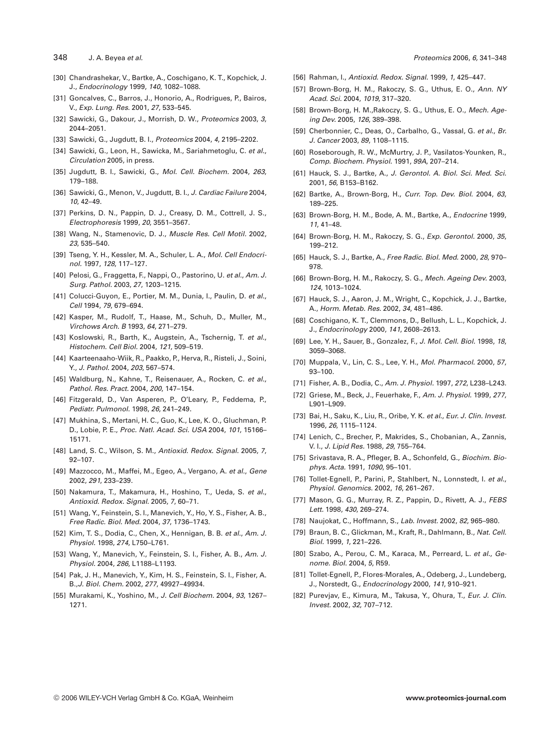[30] Chandrashekar, V., Bartke, A., Coschigano, K. T., Kopchick, J. J., *Endocrinology* 1999, *140*, 1082–1088.

[31] Goncalves, C., Barros, J., Honorio, A., Rodrigues, P., Bairos, V., *Exp. Lung. Res.* 2001, *27*, 533–545.

[32] Sawicki, G., Dakour, J., Morrish, D. W., *Proteomics* 2003, *3*, 2044–2051.

[33] Sawicki, G., Jugdutt, B. I., *Proteomics* 2004, *4*, 2195–2202.

[34] Sawicki, G., Leon, H., Sawicka, M., Sariahmetoglu, C. *et al.*, *Circulation* 2005, in press.

[35] Jugdutt, B. I., Sawicki, G., *Mol. Cell. Biochem.* 2004, *263*, 179–188.

[36] Sawicki, G., Menon, V., Jugdutt, B. I., *J. Cardiac Failure* 2004, *10*, 42–49.

[37] Perkins, D. N., Pappin, D. J., Creasy, D. M., Cottrell, J. S., *Electrophoresis* 1999, *20*, 3551–3567.

[38] Wang, N., Stamenovic, D. J., *Muscle Res. Cell Motil.* 2002, *23*, 535–540.

[39] Tseng, Y. H., Kessler, M. A., Schuler, L. A., *Mol. Cell Endocrinol.* 1997, *128*, 117–127.

[40] Pelosi, G., Fraggetta, F., Nappi, O., Pastorino, U. *et al.*, *Am. J. Surg. Pathol.* 2003, *27*, 1203–1215.

[41] Colucci-Guyon, E., Portier, M. M., Dunia, I., Paulin, D. *et al.*, *Cell* 1994, *79*, 679–694.

[42] Kasper, M., Rudolf, T., Haase, M., Schuh, D., Muller, M., *Virchows Arch. B* 1993, *64*, 271–279.

[43] Koslowski, R., Barth, K., Augstein, A., Tschernig, T. *et al.*, *Histochem. Cell Biol.* 2004, *121*, 509–519.

[44] Kaarteenaaho-Wiik, R., Paakko, P., Herva, R., Risteli, J., Soini, Y., *J. Pathol.* 2004, *203*, 567–574.

[45] Waldburg, N., Kahne, T., Reisenauer, A., Rocken, C. *et al.*, *Pathol. Res. Pract.* 2004, *200*, 147–154.

[46] Fitzgerald, D., Van Asperen, P., O'Leary, P., Feddema, P., *Pediatr. Pulmonol.* 1998, *26*, 241–249.

[47] Mukhina, S., Mertani, H. C., Guo, K., Lee, K. O., Gluchman, P. D., Lobie, P. E., *Proc. Natl. Acad. Sci. USA* 2004, *101*, 15166–15171.

[48] Land, S. C., Wilson, S. M., *Antioxid. Redox. Signal.* 2005, *7*, 92–107.

[49] Mazzocco, M., Maffei, M., Egeo, A., Vergano, A. *et al.*, *Gene* 2002, *291*, 233–239.

[50] Nakamura, T., Makamura, H., Hoshino, T., Ueda, S. *et al.*, *Antioxid. Redox. Signal.* 2005, *7*, 60–71.

[51] Wang, Y., Feinstein, S. I., Manevich, Y., Ho, Y. S., Fisher, A. B., *Free Radic. Biol. Med.* 2004, *37*, 1736–1743.

[52] Kim, T. S., Dodia, C., Chen, X., Hennigan, B. B. *et al.*, *Am. J. Physiol.* 1998, *274*, L750–L761.

[53] Wang, Y., Manevich, Y., Feinstein, S. I., Fisher, A. B., *Am. J. Physiol.* 2004, *286*, L1188–L1193.

[54] Pak, J. H., Manevich, Y., Kim, H. S., Feinstein, S. I., Fisher, A. B.,*J. Biol. Chem.* 2002, *277*, 49927–49934.

[55] Murakami, K., Yoshino, M., *J. Cell Biochem.* 2004, *93*, 1267–1271.

[56] Rahman, I., *Antioxid. Redox. Signal.* 1999, *1*, 425–447.

[57] Brown-Borg, H. M., Rakoczy, S. G., Uthus, E. O., *Ann. NY Acad. Sci.* 2004, *1019*, 317–320.

[58] Brown-Borg, H. M.,Rakoczy, S. G., Uthus, E. O., *Mech. Ageing Dev.* 2005, *126*, 389–398.

[59] Cherbonnier, C., Deas, O., Carbalho, G., Vassal, G. *et al.*, *Br. J. Cancer* 2003, *89*, 1108–1115.

[60] Roseborough, R. W., McMurtry, J. P., Vasilatos-Younken, R., *Comp. Biochem. Physiol.* 1991, *99A*, 207–214.

[61] Hauck, S. J., Bartke, A., *J. Gerontol. A. Biol. Sci. Med. Sci.* 2001, *56*, B153–B162.

[62] Bartke, A., Brown-Borg, H., *Curr. Top. Dev. Biol.* 2004, *63*, 189–225.

[63] Brown-Borg, H. M., Bode, A. M., Bartke, A., *Endocrine* 1999, *11*, 41–48.

[64] Brown-Borg, H. M., Rakoczy, S. G., *Exp. Gerontol.* 2000, *35*, 199–212.

[65] Hauck, S. J., Bartke, A., *Free Radic. Biol. Med.* 2000, *28*, 970–978.

[66] Brown-Borg, H. M., Rakoczy, S. G., *Mech. Ageing Dev.* 2003, *124*, 1013–1024.

[67] Hauck, S. J., Aaron, J. M., Wright, C., Kopchick, J. J., Bartke, A., *Horm. Metab. Res.* 2002, *34*, 481–486.

[68] Coschigano, K. T., Clemmons, D., Bellush, L. L., Kopchick, J. J., *Endocrinology* 2000, *141*, 2608–2613.

[69] Lee, Y. H., Sauer, B., Gonzalez, F., *J. Mol. Cell. Biol.* 1998, *18*, 3059–3068.

[70] Muppala, V., Lin, C. S., Lee, Y. H., *Mol. Pharmacol.* 2000, *57*, 93–100.

[71] Fisher, A. B., Dodia, C., *Am. J. Physiol.* 1997, *272*, L238–L243.

[72] Griese, M., Beck, J., Feuerhake, F., *Am. J. Physiol.* 1999, *277*, L901–L909.

[73] Bai, H., Saku, K., Liu, R., Oribe, Y. K. *et al.*, *Eur. J. Clin. Invest.* 1996, *26*, 1115–1124.

[74] Lenich, C., Brecher, P., Makrides, S., Chobanian, A., Zannis, V. I., *J. Lipid Res.* 1988, *29*, 755–764.

[75] Srivastava, R. A., Pfleger, B. A., Schonfeld, G., *Biochim. Biophys. Acta.* 1991, *1090*, 95–101.

[76] Tollet-Egnell, P., Parini, P., Stahlbert, N., Lonnstedt, I. *et al.*, *Physiol. Genomics.* 2002, *16*, 261–267.

[77] Mason, G. G., Murray, R. Z., Pappin, D., Rivett, A. J., *FEBS Lett.* 1998, *430*, 269–274.

[78] Naujokat, C., Hoffmann, S., *Lab. Invest.* 2002, *82*, 965–980.

[79] Braun, B. C., Glickman, M., Kraft, R., Dahlmann, B., *Nat. Cell. Biol.* 1999, *1*, 221–226.

[80] Szabo, A., Perou, C. M., Karaca, M., Perreard, L. *et al.*, *Genome. Biol.* 2004, *5*, R59.

[81] Tollet-Egnell, P., Flores-Morales, A., Odeberg, J., Lundeberg, J., Norstedt, G., *Endocrinology* 2000, *141*, 910–921.

[82] Purevjav, E., Kimura, M., Takusa, Y., Ohura, T., *Eur. J. Clin. Invest.* 2002, *32*, 707–712.